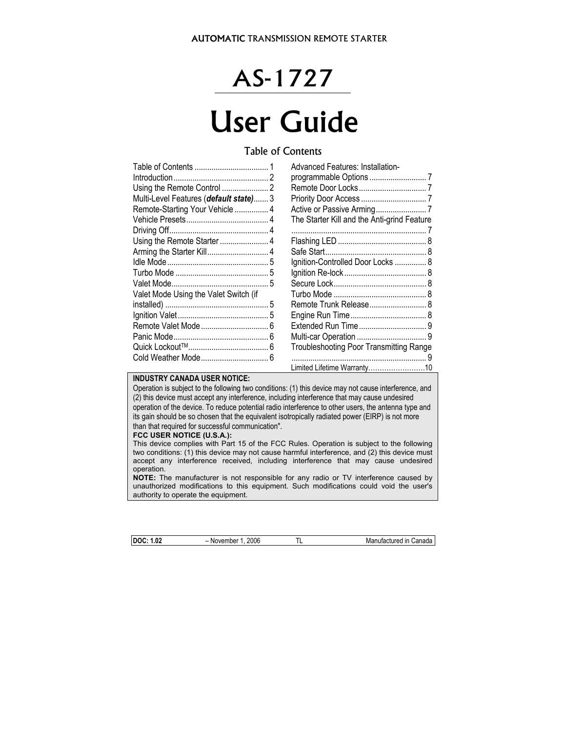AUTOMATIC TRANSMISSION REMOTE STARTER

# AS-1727

# User Guide

## Table of Contents

Table of Contents ................................... 1
Introduction ............................................ 2
Using the Remote Control ...................... 2
Multi-Level Features (***default state***)....... 3
Remote-Starting Your Vehicle ................ 4
Vehicle Presets....................................... 4
Driving Off............................................... 4
Using the Remote Starter ....................... 4
Arming the Starter Kill............................. 4
Idle Mode ................................................ 5
Turbo Mode ............................................ 5
Valet Mode.............................................. 5
Valet Mode Using the Valet Switch (if installed) ................................................. 5
Ignition Valet ........................................... 5
Remote Valet Mode ................................ 6
Panic Mode............................................. 6
Quick Lockout™...................................... 6
Cold Weather Mode................................ 6
Advanced Features: Installation-programmable Options ........................... 7
Remote Door Locks................................ 7
Priority Door Access ............................... 7
Active or Passive Arming........................ 7
The Starter Kill and the Anti-grind Feature ................................................................ 7
Flashing LED .......................................... 8
Safe Start................................................ 8
Ignition-Controlled Door Locks ............... 8
Ignition Re-lock ....................................... 8
Secure Lock............................................ 8
Turbo Mode ............................................ 8
Remote Trunk Release........................... 8
Engine Run Time.................................... 8
Extended Run Time ................................ 9
Multi-car Operation ................................. 9
Troubleshooting Poor Transmitting Range ................................................................ 9
Limited Lifetime Warranty……………………10

**INDUSTRY CANADA USER NOTICE:**
Operation is subject to the following two conditions: (1) this device may not cause interference, and (2) this device must accept any interference, including interference that may cause undesired operation of the device. To reduce potential radio interference to other users, the antenna type and its gain should be so chosen that the equivalent isotropically radiated power (EIRP) is not more than that required for successful communication".

**FCC USER NOTICE (U.S.A.):**
This device complies with Part 15 of the FCC Rules. Operation is subject to the following two conditions: (1) this device may not cause harmful interference, and (2) this device must accept any interference received, including interference that may cause undesired operation.

**NOTE:** The manufacturer is not responsible for any radio or TV interference caused by unauthorized modifications to this equipment. Such modifications could void the user's authority to operate the equipment.

| **DOC: 1.02** | – November 1, 2006 | TL | Manufactured in Canada |
|---|---|---|---|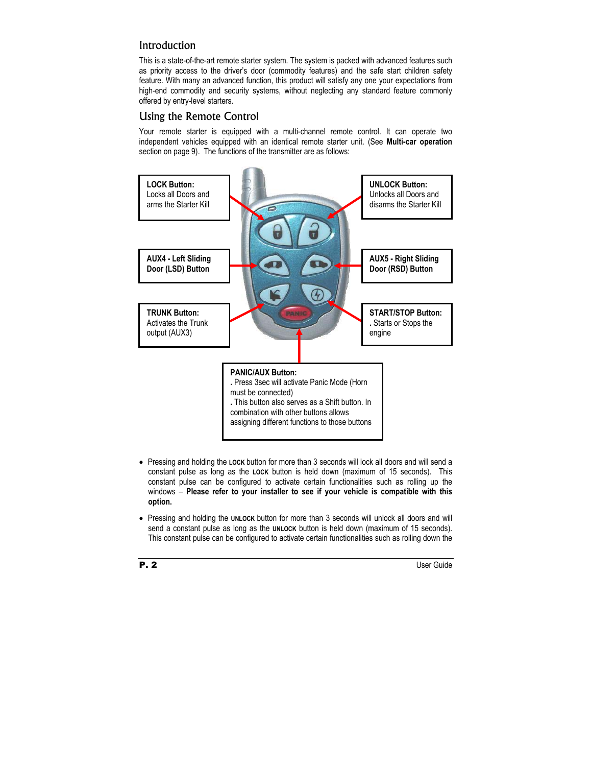## Introduction

This is a state-of-the-art remote starter system. The system is packed with advanced features such as priority access to the driver's door (commodity features) and the safe start children safety feature. With many an advanced function, this product will satisfy any one your expectations from high-end commodity and security systems, without neglecting any standard feature commonly offered by entry-level starters.

## Using the Remote Control

Your remote starter is equipped with a multi-channel remote control. It can operate two independent vehicles equipped with an identical remote starter unit. (See **Multi-car operation** section on page 9). The functions of the transmitter are as follows:

**LOCK Button:**
Locks all Doors and arms the Starter Kill

**UNLOCK Button:**
Unlocks all Doors and disarms the Starter Kill

**AUX4 - Left Sliding Door (LSD) Button**

**AUX5 - Right Sliding Door (RSD) Button**

**TRUNK Button:**
Activates the Trunk output (AUX3)

**START/STOP Button:**
. Starts or Stops the engine

**PANIC/AUX Button:**
. Press 3sec will activate Panic Mode (Horn must be connected)
. This button also serves as a Shift button. In combination with other buttons allows assigning different functions to those buttons

- Pressing and holding the LOCK button for more than 3 seconds will lock all doors and will send a constant pulse as long as the LOCK button is held down (maximum of 15 seconds). This constant pulse can be configured to activate certain functionalities such as rolling up the windows – **Please refer to your installer to see if your vehicle is compatible with this option.**
- Pressing and holding the UNLOCK button for more than 3 seconds will unlock all doors and will send a constant pulse as long as the UNLOCK button is held down (maximum of 15 seconds). This constant pulse can be configured to activate certain functionalities such as rolling down the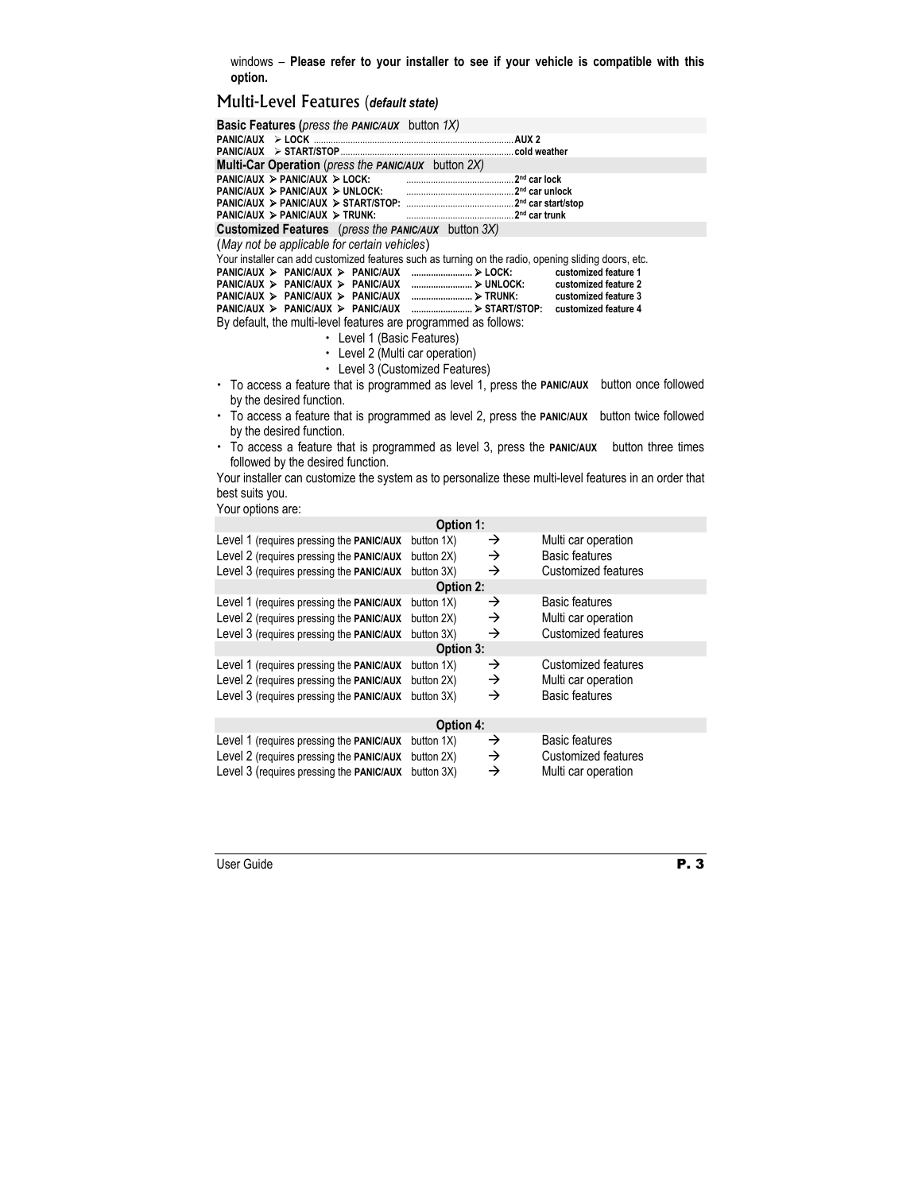windows – **Please refer to your installer to see if your vehicle is compatible with this option.**

## Multi-Level Features (*default state)*

**Basic Features (***press the* ***PANIC/AUX*** *button 1X)*

**PANIC/AUX ➢ LOCK** ............................................................................ **AUX 2**
**PANIC/AUX ➢ START/STOP** ................................................................... **cold weather**

**Multi-Car Operation** (*press the* ***PANIC/AUX*** *button 2X)*

**PANIC/AUX ➢ PANIC/AUX ➢ LOCK:** ............................................ **2nd car lock**
**PANIC/AUX ➢ PANIC/AUX ➢ UNLOCK:** ............................................ **2nd car unlock**
**PANIC/AUX ➢ PANIC/AUX ➢ START/STOP:** ............................................ **2nd car start/stop**
**PANIC/AUX ➢ PANIC/AUX ➢ TRUNK:** ............................................ **2nd car trunk**

**Customized Features** (*press the* ***PANIC/AUX*** *button 3X)*

(*May not be applicable for certain vehicles*)

Your installer can add customized features such as turning on the radio, opening sliding doors, etc.

**PANIC/AUX ➢ PANIC/AUX ➢ PANIC/AUX** ......................... **➢ LOCK:** **customized feature 1**
**PANIC/AUX ➢ PANIC/AUX ➢ PANIC/AUX** ......................... **➢ UNLOCK:** **customized feature 2**
**PANIC/AUX ➢ PANIC/AUX ➢ PANIC/AUX** ......................... **➢ TRUNK:** **customized feature 3**
**PANIC/AUX ➢ PANIC/AUX ➢ PANIC/AUX** ......................... **➢ START/STOP:** **customized feature 4**

By default, the multi-level features are programmed as follows:

- Level 1 (Basic Features)
- Level 2 (Multi car operation)
- Level 3 (Customized Features)

- To access a feature that is programmed as level 1, press the **PANIC/AUX** button once followed by the desired function.
- To access a feature that is programmed as level 2, press the **PANIC/AUX** button twice followed by the desired function.
- To access a feature that is programmed as level 3, press the **PANIC/AUX** button three times followed by the desired function.

Your installer can customize the system as to personalize these multi-level features in an order that best suits you.

Your options are:

| **Option 1:** | | |
|---|---|---|
| Level 1 (requires pressing the **PANIC/AUX** button 1X) | → | Multi car operation |
| Level 2 (requires pressing the **PANIC/AUX** button 2X) | → | Basic features |
| Level 3 (requires pressing the **PANIC/AUX** button 3X) | → | Customized features |
| **Option 2:** | | |
| Level 1 (requires pressing the **PANIC/AUX** button 1X) | → | Basic features |
| Level 2 (requires pressing the **PANIC/AUX** button 2X) | → | Multi car operation |
| Level 3 (requires pressing the **PANIC/AUX** button 3X) | → | Customized features |
| **Option 3:** | | |
| Level 1 (requires pressing the **PANIC/AUX** button 1X) | → | Customized features |
| Level 2 (requires pressing the **PANIC/AUX** button 2X) | → | Multi car operation |
| Level 3 (requires pressing the **PANIC/AUX** button 3X) | → | Basic features |
| **Option 4:** | | |
| Level 1 (requires pressing the **PANIC/AUX** button 1X) | → | Basic features |
| Level 2 (requires pressing the **PANIC/AUX** button 2X) | → | Customized features |
| Level 3 (requires pressing the **PANIC/AUX** button 3X) | → | Multi car operation |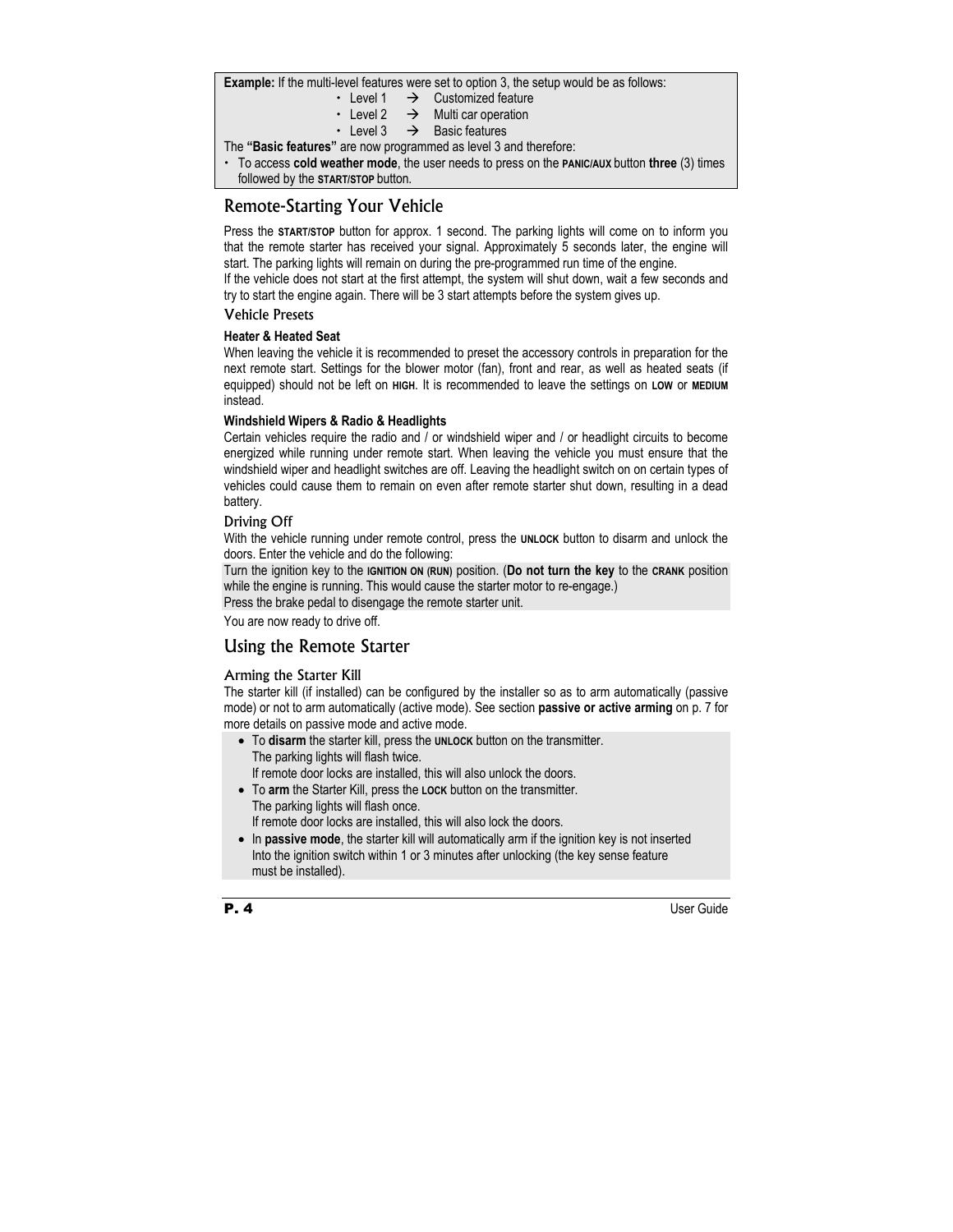**Example:** If the multi-level features were set to option 3, the setup would be as follows:

- Level 1 → Customized feature
- Level 2 → Multi car operation
- Level 3 → Basic features

The **"Basic features"** are now programmed as level 3 and therefore:

- To access **cold weather mode**, the user needs to press on the **PANIC/AUX** button **three** (3) times followed by the **START/STOP** button.

## Remote-Starting Your Vehicle

Press the **START/STOP** button for approx. 1 second. The parking lights will come on to inform you that the remote starter has received your signal. Approximately 5 seconds later, the engine will start. The parking lights will remain on during the pre-programmed run time of the engine.
If the vehicle does not start at the first attempt, the system will shut down, wait a few seconds and try to start the engine again. There will be 3 start attempts before the system gives up.

### Vehicle Presets

**Heater & Heated Seat**

When leaving the vehicle it is recommended to preset the accessory controls in preparation for the next remote start. Settings for the blower motor (fan), front and rear, as well as heated seats (if equipped) should not be left on **HIGH**. It is recommended to leave the settings on **LOW** or **MEDIUM** instead.

**Windshield Wipers & Radio & Headlights**

Certain vehicles require the radio and / or windshield wiper and / or headlight circuits to become energized while running under remote start. When leaving the vehicle you must ensure that the windshield wiper and headlight switches are off. Leaving the headlight switch on on certain types of vehicles could cause them to remain on even after remote starter shut down, resulting in a dead battery.

### Driving Off

With the vehicle running under remote control, press the **UNLOCK** button to disarm and unlock the doors. Enter the vehicle and do the following:

Turn the ignition key to the **IGNITION ON (RUN)** position. (**Do not turn the key** to the **CRANK** position while the engine is running. This would cause the starter motor to re-engage.)
Press the brake pedal to disengage the remote starter unit.

You are now ready to drive off.

## Using the Remote Starter

### Arming the Starter Kill

The starter kill (if installed) can be configured by the installer so as to arm automatically (passive mode) or not to arm automatically (active mode). See section **passive or active arming** on p. 7 for more details on passive mode and active mode.

- To **disarm** the starter kill, press the **UNLOCK** button on the transmitter.
  The parking lights will flash twice.
  If remote door locks are installed, this will also unlock the doors.
- To **arm** the Starter Kill, press the **LOCK** button on the transmitter.
  The parking lights will flash once.
  If remote door locks are installed, this will also lock the doors.
- In **passive mode**, the starter kill will automatically arm if the ignition key is not inserted Into the ignition switch within 1 or 3 minutes after unlocking (the key sense feature must be installed).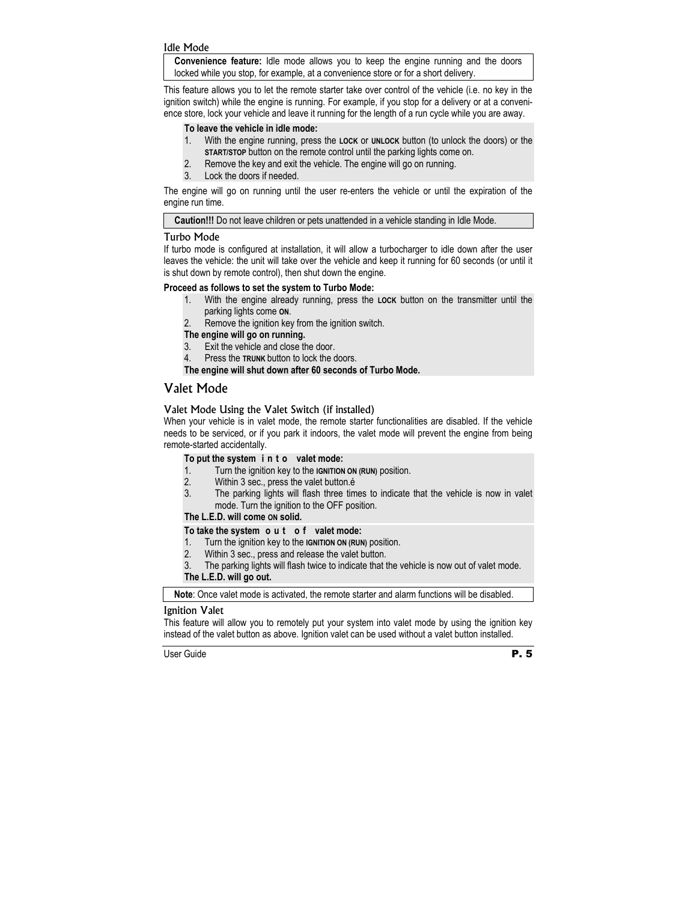### Idle Mode

> **Convenience feature:** Idle mode allows you to keep the engine running and the doors locked while you stop, for example, at a convenience store or for a short delivery.

This feature allows you to let the remote starter take over control of the vehicle (i.e. no key in the ignition switch) while the engine is running. For example, if you stop for a delivery or at a convenience store, lock your vehicle and leave it running for the length of a run cycle while you are away.

**To leave the vehicle in idle mode:**

1. With the engine running, press the **LOCK** or **UNLOCK** button (to unlock the doors) or the **START/STOP** button on the remote control until the parking lights come on.
2. Remove the key and exit the vehicle. The engine will go on running.
3. Lock the doors if needed.

The engine will go on running until the user re-enters the vehicle or until the expiration of the engine run time.

> **Caution!!!** Do not leave children or pets unattended in a vehicle standing in Idle Mode.

### Turbo Mode

If turbo mode is configured at installation, it will allow a turbocharger to idle down after the user leaves the vehicle: the unit will take over the vehicle and keep it running for 60 seconds (or until it is shut down by remote control), then shut down the engine.

**Proceed as follows to set the system to Turbo Mode:**

1. With the engine already running, press the **LOCK** button on the transmitter until the parking lights come **ON**.
2. Remove the ignition key from the ignition switch.

**The engine will go on running.**

3. Exit the vehicle and close the door.
4. Press the **TRUNK** button to lock the doors.

**The engine will shut down after 60 seconds of Turbo Mode.**

## Valet Mode

### Valet Mode Using the Valet Switch (if installed)

When your vehicle is in valet mode, the remote starter functionalities are disabled. If the vehicle needs to be serviced, or if you park it indoors, the valet mode will prevent the engine from being remote-started accidentally.

**To put the system into valet mode:**

1. Turn the ignition key to the **IGNITION ON (RUN)** position.
2. Within 3 sec., press the valet button.é
3. The parking lights will flash three times to indicate that the vehicle is now in valet mode. Turn the ignition to the OFF position.

**The L.E.D. will come ON solid.**

**To take the system out of valet mode:**

1. Turn the ignition key to the **IGNITION ON (RUN)** position.
2. Within 3 sec., press and release the valet button.
3. The parking lights will flash twice to indicate that the vehicle is now out of valet mode.

**The L.E.D. will go out.**

> **Note**: Once valet mode is activated, the remote starter and alarm functions will be disabled.

### Ignition Valet

This feature will allow you to remotely put your system into valet mode by using the ignition key instead of the valet button as above. Ignition valet can be used without a valet button installed.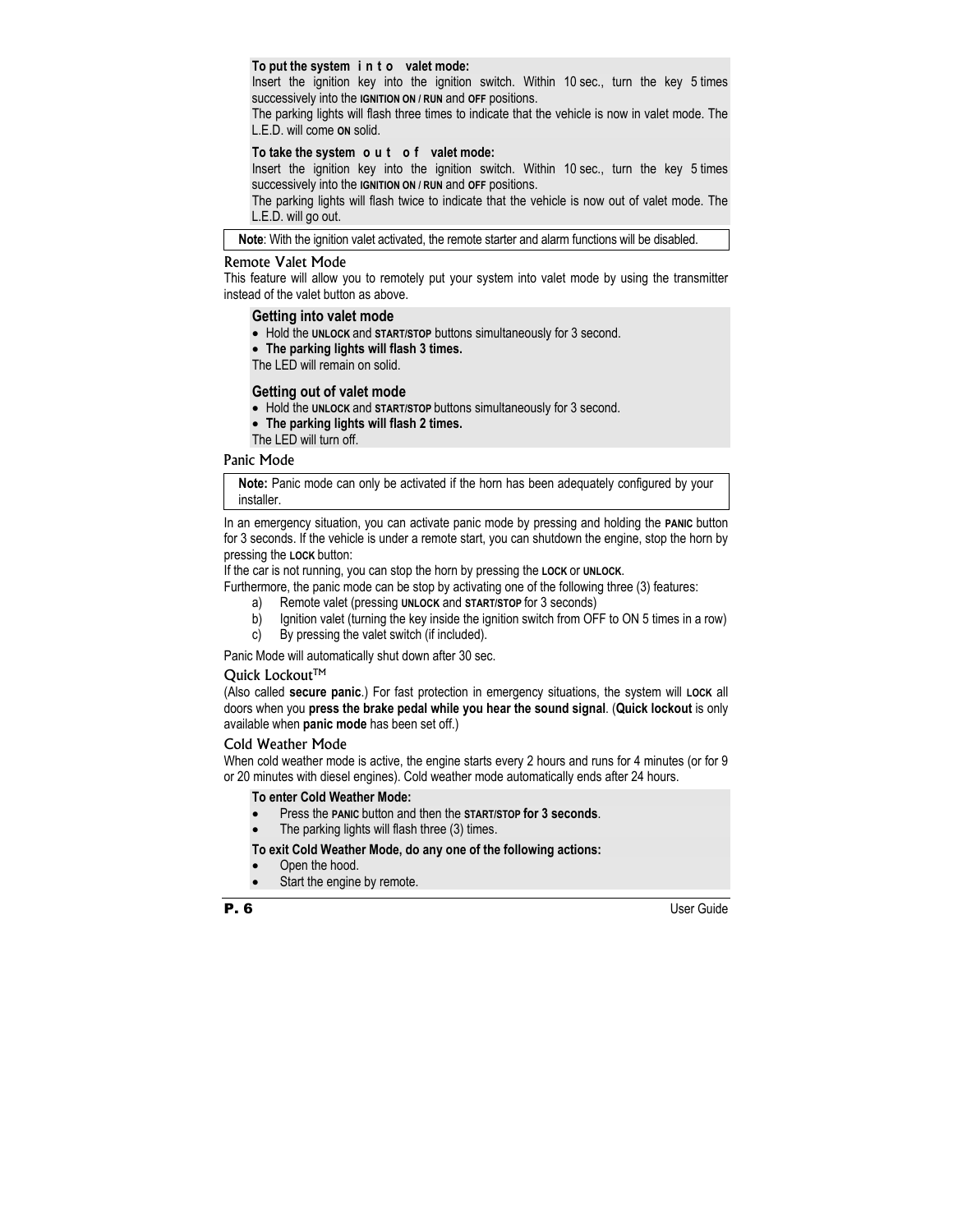**To put the system into valet mode:**

Insert the ignition key into the ignition switch. Within 10 sec., turn the key 5 times successively into the **IGNITION ON / RUN** and **OFF** positions.

The parking lights will flash three times to indicate that the vehicle is now in valet mode. The L.E.D. will come **ON** solid.

**To take the system out of valet mode:**

Insert the ignition key into the ignition switch. Within 10 sec., turn the key 5 times successively into the **IGNITION ON / RUN** and **OFF** positions.

The parking lights will flash twice to indicate that the vehicle is now out of valet mode. The L.E.D. will go out.

**Note**: With the ignition valet activated, the remote starter and alarm functions will be disabled.

## Remote Valet Mode

This feature will allow you to remotely put your system into valet mode by using the transmitter instead of the valet button as above.

### Getting into valet mode

- Hold the **UNLOCK** and **START/STOP** buttons simultaneously for 3 second.
- **The parking lights will flash 3 times.**

The LED will remain on solid.

### Getting out of valet mode

- Hold the **UNLOCK** and **START/STOP** buttons simultaneously for 3 second.
- **The parking lights will flash 2 times.**

The LED will turn off.

## Panic Mode

**Note:** Panic mode can only be activated if the horn has been adequately configured by your installer.

In an emergency situation, you can activate panic mode by pressing and holding the **PANIC** button for 3 seconds. If the vehicle is under a remote start, you can shutdown the engine, stop the horn by pressing the **LOCK** button:

If the car is not running, you can stop the horn by pressing the **LOCK** or **UNLOCK**.

Furthermore, the panic mode can be stop by activating one of the following three (3) features:

a) Remote valet (pressing **UNLOCK** and **START/STOP** for 3 seconds)
b) Ignition valet (turning the key inside the ignition switch from OFF to ON 5 times in a row)
c) By pressing the valet switch (if included).

Panic Mode will automatically shut down after 30 sec.

## Quick Lockout™

(Also called **secure panic**.) For fast protection in emergency situations, the system will **LOCK** all doors when you **press the brake pedal while you hear the sound signal**. (**Quick lockout** is only available when **panic mode** has been set off.)

## Cold Weather Mode

When cold weather mode is active, the engine starts every 2 hours and runs for 4 minutes (or for 9 or 20 minutes with diesel engines). Cold weather mode automatically ends after 24 hours.

**To enter Cold Weather Mode:**

- Press the **PANIC** button and then the **START/STOP for 3 seconds**.
- The parking lights will flash three (3) times.

**To exit Cold Weather Mode, do any one of the following actions:**

- Open the hood.
- Start the engine by remote.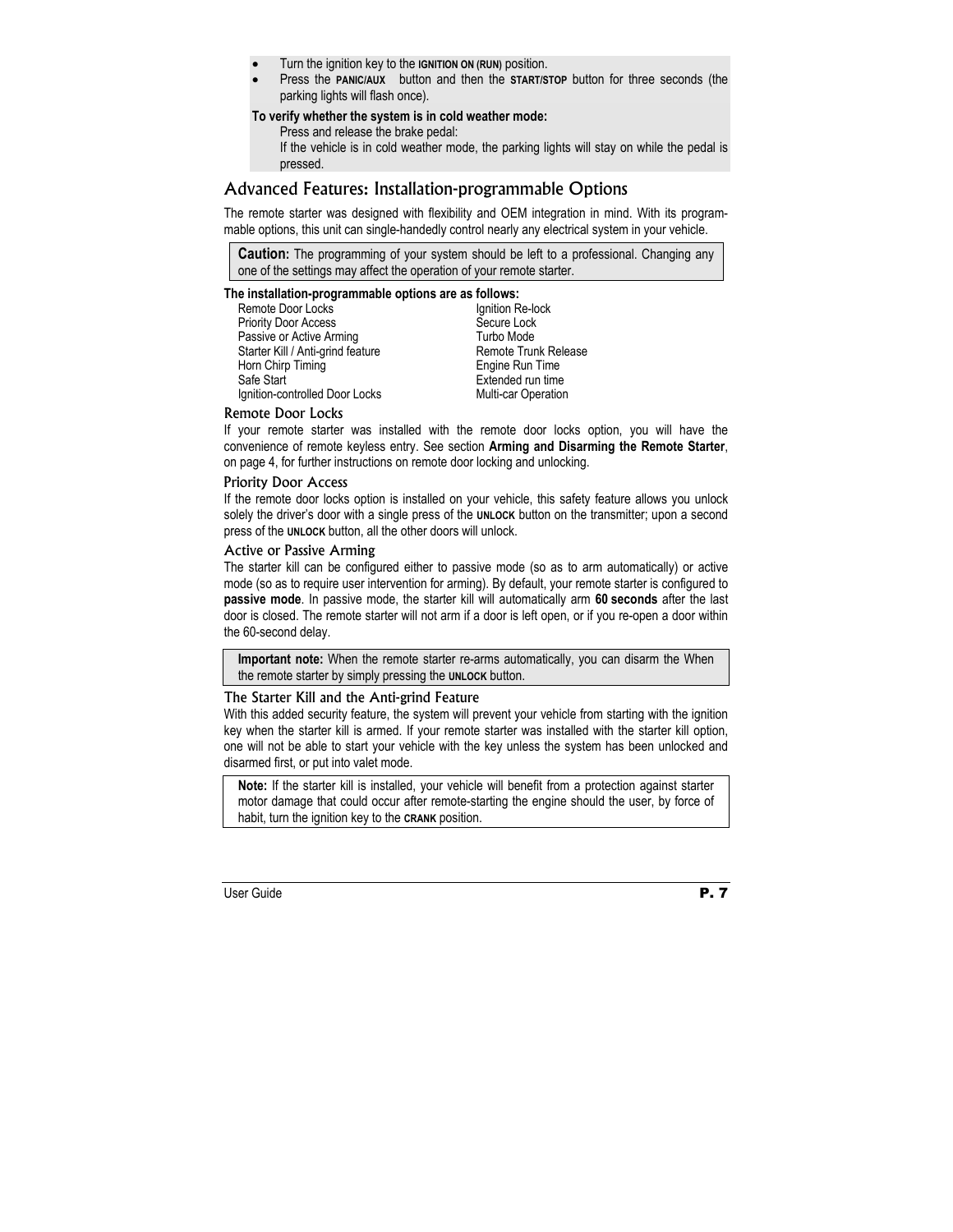- Turn the ignition key to the **IGNITION ON (RUN)** position.
- Press the **PANIC/AUX** button and then the **START/STOP** button for three seconds (the parking lights will flash once).

**To verify whether the system is in cold weather mode:**

Press and release the brake pedal:

If the vehicle is in cold weather mode, the parking lights will stay on while the pedal is pressed.

## Advanced Features: Installation-programmable Options

The remote starter was designed with flexibility and OEM integration in mind. With its programmable options, this unit can single-handedly control nearly any electrical system in your vehicle.

> **Caution:** The programming of your system should be left to a professional. Changing any one of the settings may affect the operation of your remote starter.

**The installation-programmable options are as follows:**

- Remote Door Locks
- Priority Door Access
- Passive or Active Arming
- Starter Kill / Anti-grind feature
- Horn Chirp Timing
- Safe Start
- Ignition-controlled Door Locks
- Ignition Re-lock
- Secure Lock
- Turbo Mode
- Remote Trunk Release
- Engine Run Time
- Extended run time
- Multi-car Operation

### Remote Door Locks

If your remote starter was installed with the remote door locks option, you will have the convenience of remote keyless entry. See section **Arming and Disarming the Remote Starter**, on page 4, for further instructions on remote door locking and unlocking.

### Priority Door Access

If the remote door locks option is installed on your vehicle, this safety feature allows you unlock solely the driver's door with a single press of the **UNLOCK** button on the transmitter; upon a second press of the **UNLOCK** button, all the other doors will unlock.

### Active or Passive Arming

The starter kill can be configured either to passive mode (so as to arm automatically) or active mode (so as to require user intervention for arming). By default, your remote starter is configured to **passive mode**. In passive mode, the starter kill will automatically arm **60 seconds** after the last door is closed. The remote starter will not arm if a door is left open, or if you re-open a door within the 60-second delay.

> **Important note:** When the remote starter re-arms automatically, you can disarm the When the remote starter by simply pressing the **UNLOCK** button.

### The Starter Kill and the Anti-grind Feature

With this added security feature, the system will prevent your vehicle from starting with the ignition key when the starter kill is armed. If your remote starter was installed with the starter kill option, one will not be able to start your vehicle with the key unless the system has been unlocked and disarmed first, or put into valet mode.

> **Note:** If the starter kill is installed, your vehicle will benefit from a protection against starter motor damage that could occur after remote-starting the engine should the user, by force of habit, turn the ignition key to the **CRANK** position.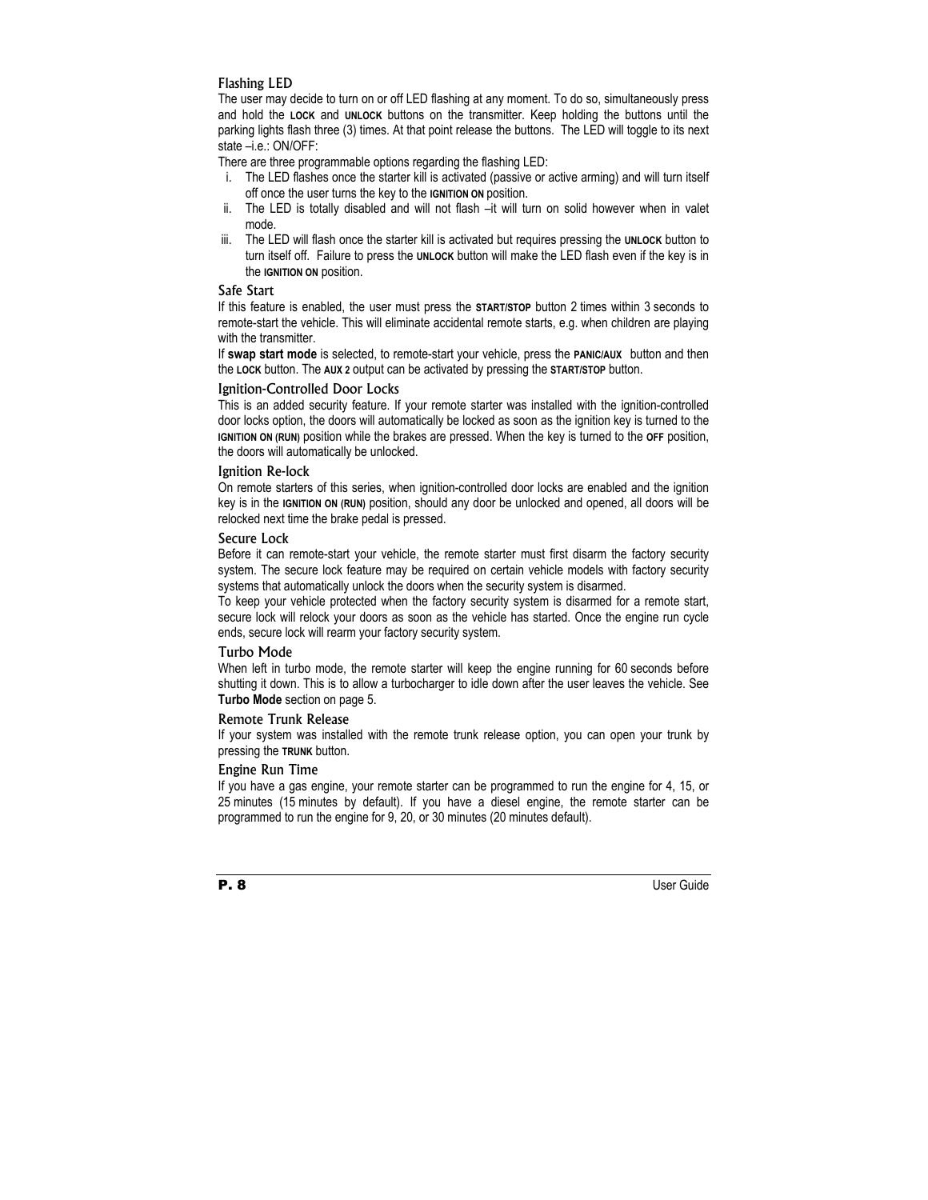### Flashing LED

The user may decide to turn on or off LED flashing at any moment. To do so, simultaneously press and hold the **LOCK** and **UNLOCK** buttons on the transmitter. Keep holding the buttons until the parking lights flash three (3) times. At that point release the buttons. The LED will toggle to its next state –i.e.: ON/OFF:

There are three programmable options regarding the flashing LED:

i. The LED flashes once the starter kill is activated (passive or active arming) and will turn itself off once the user turns the key to the **IGNITION ON** position.
ii. The LED is totally disabled and will not flash –it will turn on solid however when in valet mode.
iii. The LED will flash once the starter kill is activated but requires pressing the **UNLOCK** button to turn itself off. Failure to press the **UNLOCK** button will make the LED flash even if the key is in the **IGNITION ON** position.

### Safe Start

If this feature is enabled, the user must press the **START/STOP** button 2 times within 3 seconds to remote-start the vehicle. This will eliminate accidental remote starts, e.g. when children are playing with the transmitter.

If **swap start mode** is selected, to remote-start your vehicle, press the **PANIC/AUX** button and then the **LOCK** button. The **AUX 2** output can be activated by pressing the **START/STOP** button.

### Ignition-Controlled Door Locks

This is an added security feature. If your remote starter was installed with the ignition-controlled door locks option, the doors will automatically be locked as soon as the ignition key is turned to the **IGNITION ON (RUN)** position while the brakes are pressed. When the key is turned to the **OFF** position, the doors will automatically be unlocked.

### Ignition Re-lock

On remote starters of this series, when ignition-controlled door locks are enabled and the ignition key is in the **IGNITION ON (RUN)** position, should any door be unlocked and opened, all doors will be relocked next time the brake pedal is pressed.

### Secure Lock

Before it can remote-start your vehicle, the remote starter must first disarm the factory security system. The secure lock feature may be required on certain vehicle models with factory security systems that automatically unlock the doors when the security system is disarmed.

To keep your vehicle protected when the factory security system is disarmed for a remote start, secure lock will relock your doors as soon as the vehicle has started. Once the engine run cycle ends, secure lock will rearm your factory security system.

### Turbo Mode

When left in turbo mode, the remote starter will keep the engine running for 60 seconds before shutting it down. This is to allow a turbocharger to idle down after the user leaves the vehicle. See **Turbo Mode** section on page 5.

### Remote Trunk Release

If your system was installed with the remote trunk release option, you can open your trunk by pressing the **TRUNK** button.

### Engine Run Time

If you have a gas engine, your remote starter can be programmed to run the engine for 4, 15, or 25 minutes (15 minutes by default). If you have a diesel engine, the remote starter can be programmed to run the engine for 9, 20, or 30 minutes (20 minutes default).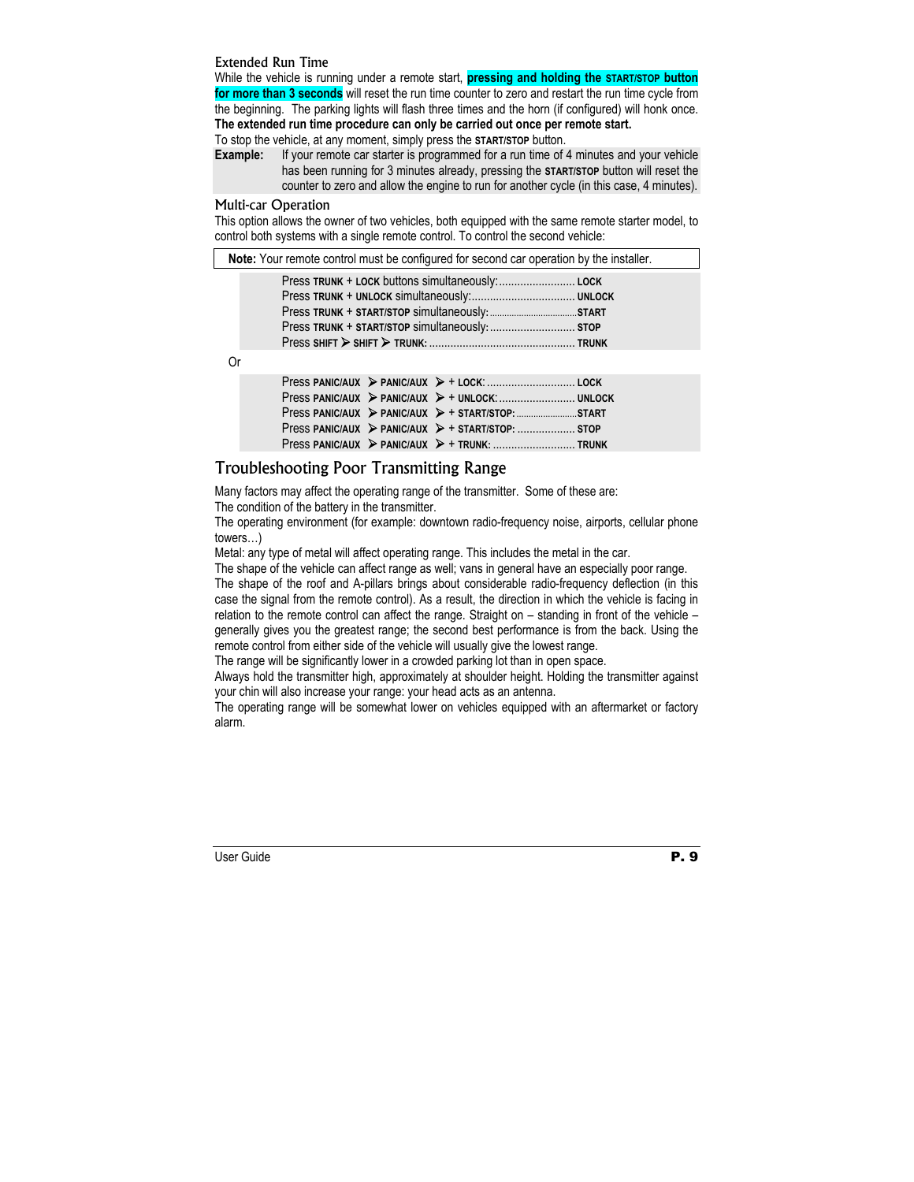### Extended Run Time

While the vehicle is running under a remote start, **pressing and holding the START/STOP button for more than 3 seconds** will reset the run time counter to zero and restart the run time cycle from the beginning. The parking lights will flash three times and the horn (if configured) will honk once. **The extended run time procedure can only be carried out once per remote start.**

To stop the vehicle, at any moment, simply press the **START/STOP** button.

**Example:** If your remote car starter is programmed for a run time of 4 minutes and your vehicle has been running for 3 minutes already, pressing the **START/STOP** button will reset the counter to zero and allow the engine to run for another cycle (in this case, 4 minutes).

### Multi-car Operation

This option allows the owner of two vehicles, both equipped with the same remote starter model, to control both systems with a single remote control. To control the second vehicle:

**Note:** Your remote control must be configured for second car operation by the installer.

Press **TRUNK** + **LOCK** buttons simultaneously:......................... **LOCK**
Press **TRUNK** + **UNLOCK** simultaneously:.................................. **UNLOCK**
Press **TRUNK** + **START/STOP** simultaneously:................................**START**
Press **TRUNK** + **START/STOP** simultaneously:........................... **STOP**
Press **SHIFT** ➢ **SHIFT** ➢ **TRUNK**: ................................................ **TRUNK**

Or

Press **PANIC/AUX** ➢ **PANIC/AUX** ➢ + **LOCK**: ............................ **LOCK**
Press **PANIC/AUX** ➢ **PANIC/AUX** ➢ + **UNLOCK**: ......................... **UNLOCK**
Press **PANIC/AUX** ➢ **PANIC/AUX** ➢ + **START/STOP**: .........................**START**
Press **PANIC/AUX** ➢ **PANIC/AUX** ➢ + **START/STOP**: .................. **STOP**
Press **PANIC/AUX** ➢ **PANIC/AUX** ➢ + **TRUNK**: .......................... **TRUNK**

## Troubleshooting Poor Transmitting Range

Many factors may affect the operating range of the transmitter. Some of these are:

The condition of the battery in the transmitter.

The operating environment (for example: downtown radio-frequency noise, airports, cellular phone towers…)

Metal: any type of metal will affect operating range. This includes the metal in the car.

The shape of the vehicle can affect range as well; vans in general have an especially poor range.

The shape of the roof and A-pillars brings about considerable radio-frequency deflection (in this case the signal from the remote control). As a result, the direction in which the vehicle is facing in relation to the remote control can affect the range. Straight on – standing in front of the vehicle – generally gives you the greatest range; the second best performance is from the back. Using the remote control from either side of the vehicle will usually give the lowest range.

The range will be significantly lower in a crowded parking lot than in open space.

Always hold the transmitter high, approximately at shoulder height. Holding the transmitter against your chin will also increase your range: your head acts as an antenna.

The operating range will be somewhat lower on vehicles equipped with an aftermarket or factory alarm.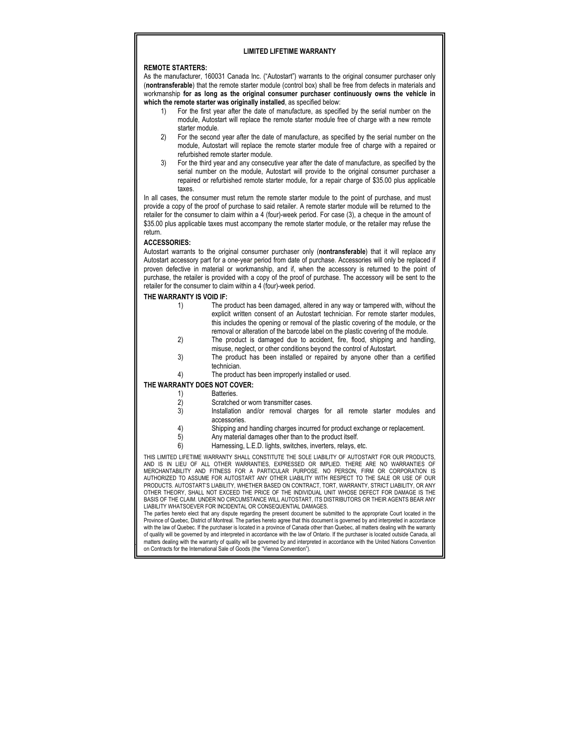## LIMITED LIFETIME WARRANTY

**REMOTE STARTERS:**

As the manufacturer, 160031 Canada Inc. ("Autostart") warrants to the original consumer purchaser only (**nontransferable**) that the remote starter module (control box) shall be free from defects in materials and workmanship **for as long as the original consumer purchaser continuously owns the vehicle in which the remote starter was originally installed**, as specified below:

1) For the first year after the date of manufacture, as specified by the serial number on the module, Autostart will replace the remote starter module free of charge with a new remote starter module.
2) For the second year after the date of manufacture, as specified by the serial number on the module, Autostart will replace the remote starter module free of charge with a repaired or refurbished remote starter module.
3) For the third year and any consecutive year after the date of manufacture, as specified by the serial number on the module, Autostart will provide to the original consumer purchaser a repaired or refurbished remote starter module, for a repair charge of $35.00 plus applicable taxes.

In all cases, the consumer must return the remote starter module to the point of purchase, and must provide a copy of the proof of purchase to said retailer. A remote starter module will be returned to the retailer for the consumer to claim within a 4 (four)-week period. For case (3), a cheque in the amount of $35.00 plus applicable taxes must accompany the remote starter module, or the retailer may refuse the return.

**ACCESSORIES:**

Autostart warrants to the original consumer purchaser only (**nontransferable**) that it will replace any Autostart accessory part for a one-year period from date of purchase. Accessories will only be replaced if proven defective in material or workmanship, and if, when the accessory is returned to the point of purchase, the retailer is provided with a copy of the proof of purchase. The accessory will be sent to the retailer for the consumer to claim within a 4 (four)-week period.

**THE WARRANTY IS VOID IF:**

1) The product has been damaged, altered in any way or tampered with, without the explicit written consent of an Autostart technician. For remote starter modules, this includes the opening or removal of the plastic covering of the module, or the removal or alteration of the barcode label on the plastic covering of the module.
2) The product is damaged due to accident, fire, flood, shipping and handling, misuse, neglect, or other conditions beyond the control of Autostart.
3) The product has been installed or repaired by anyone other than a certified technician.
4) The product has been improperly installed or used.

**THE WARRANTY DOES NOT COVER:**

1) Batteries.
2) Scratched or worn transmitter cases.
3) Installation and/or removal charges for all remote starter modules and accessories.
4) Shipping and handling charges incurred for product exchange or replacement.
5) Any material damages other than to the product itself.
6) Harnessing, L.E.D. lights, switches, inverters, relays, etc.

THIS LIMITED LIFETIME WARRANTY SHALL CONSTITUTE THE SOLE LIABILITY OF AUTOSTART FOR OUR PRODUCTS, AND IS IN LIEU OF ALL OTHER WARRANTIES, EXPRESSED OR IMPLIED. THERE ARE NO WARRANTIES OF MERCHANTABILITY AND FITNESS FOR A PARTICULAR PURPOSE. NO PERSON, FIRM OR CORPORATION IS AUTHORIZED TO ASSUME FOR AUTOSTART ANY OTHER LIABILITY WITH RESPECT TO THE SALE OR USE OF OUR PRODUCTS. AUTOSTART'S LIABILITY, WHETHER BASED ON CONTRACT, TORT, WARRANTY, STRICT LIABILITY, OR ANY OTHER THEORY, SHALL NOT EXCEED THE PRICE OF THE INDIVIDUAL UNIT WHOSE DEFECT FOR DAMAGE IS THE BASIS OF THE CLAIM. UNDER NO CIRCUMSTANCE WILL AUTOSTART, ITS DISTRIBUTORS OR THEIR AGENTS BEAR ANY LIABILITY WHATSOEVER FOR INCIDENTAL OR CONSEQUENTIAL DAMAGES.

The parties hereto elect that any dispute regarding the present document be submitted to the appropriate Court located in the Province of Quebec, District of Montreal. The parties hereto agree that this document is governed by and interpreted in accordance with the law of Quebec. If the purchaser is located in a province of Canada other than Quebec, all matters dealing with the warranty of quality will be governed by and interpreted in accordance with the law of Ontario. If the purchaser is located outside Canada, all matters dealing with the warranty of quality will be governed by and interpreted in accordance with the United Nations Convention on Contracts for the International Sale of Goods (the "Vienna Convention").